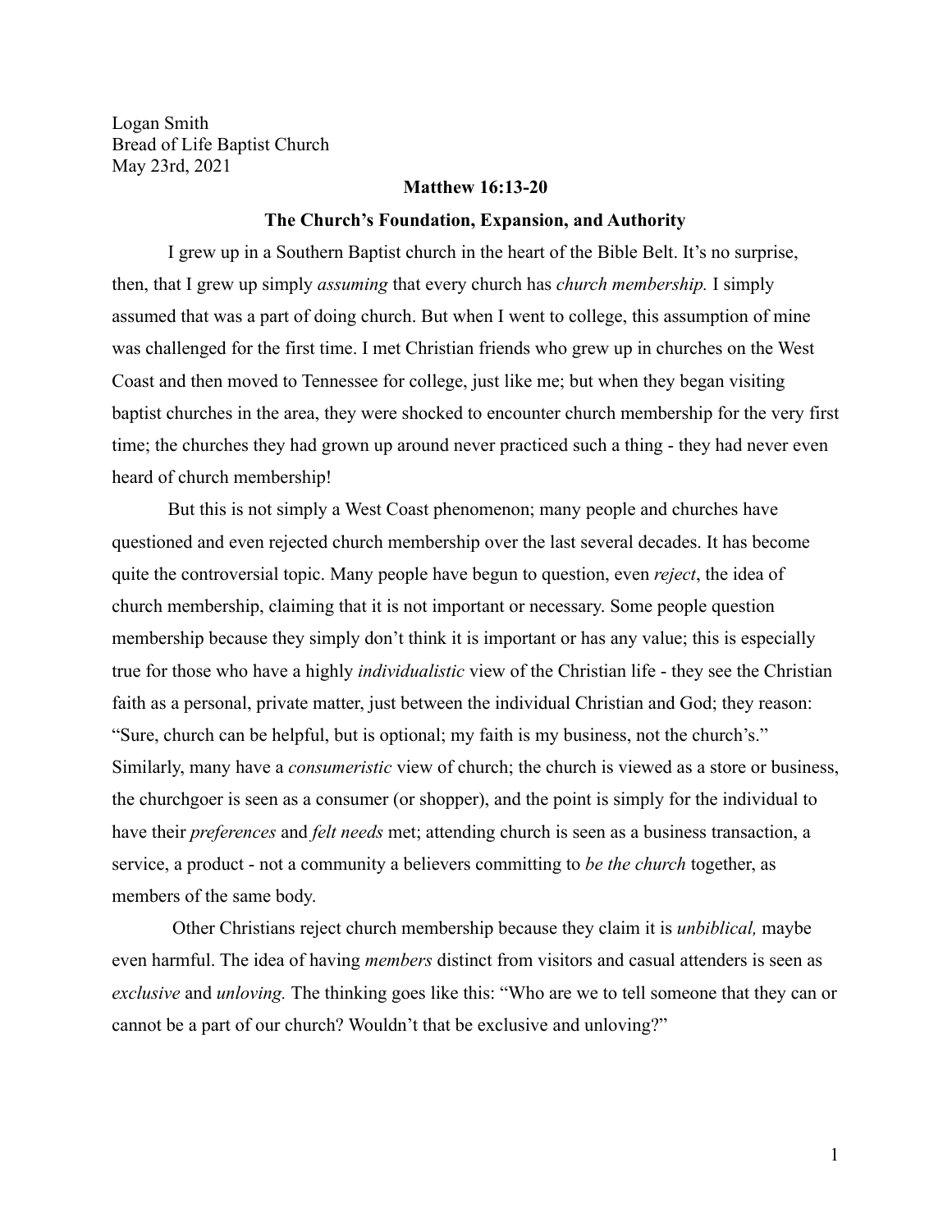Logan Smith
Bread of Life Baptist Church
May 23rd, 2021

**Matthew 16:13-20**

**The Church's Foundation, Expansion, and Authority**

I grew up in a Southern Baptist church in the heart of the Bible Belt. It's no surprise, then, that I grew up simply *assuming* that every church has *church membership.* I simply assumed that was a part of doing church. But when I went to college, this assumption of mine was challenged for the first time. I met Christian friends who grew up in churches on the West Coast and then moved to Tennessee for college, just like me; but when they began visiting baptist churches in the area, they were shocked to encounter church membership for the very first time; the churches they had grown up around never practiced such a thing - they had never even heard of church membership!

But this is not simply a West Coast phenomenon; many people and churches have questioned and even rejected church membership over the last several decades. It has become quite the controversial topic. Many people have begun to question, even *reject*, the idea of church membership, claiming that it is not important or necessary. Some people question membership because they simply don't think it is important or has any value; this is especially true for those who have a highly *individualistic* view of the Christian life - they see the Christian faith as a personal, private matter, just between the individual Christian and God; they reason: "Sure, church can be helpful, but is optional; my faith is my business, not the church's." Similarly, many have a *consumeristic* view of church; the church is viewed as a store or business, the churchgoer is seen as a consumer (or shopper), and the point is simply for the individual to have their *preferences* and *felt needs* met; attending church is seen as a business transaction, a service, a product - not a community a believers committing to *be the church* together, as members of the same body.

Other Christians reject church membership because they claim it is *unbiblical,* maybe even harmful. The idea of having *members* distinct from visitors and casual attenders is seen as *exclusive* and *unloving.* The thinking goes like this: "Who are we to tell someone that they can or cannot be a part of our church? Wouldn't that be exclusive and unloving?"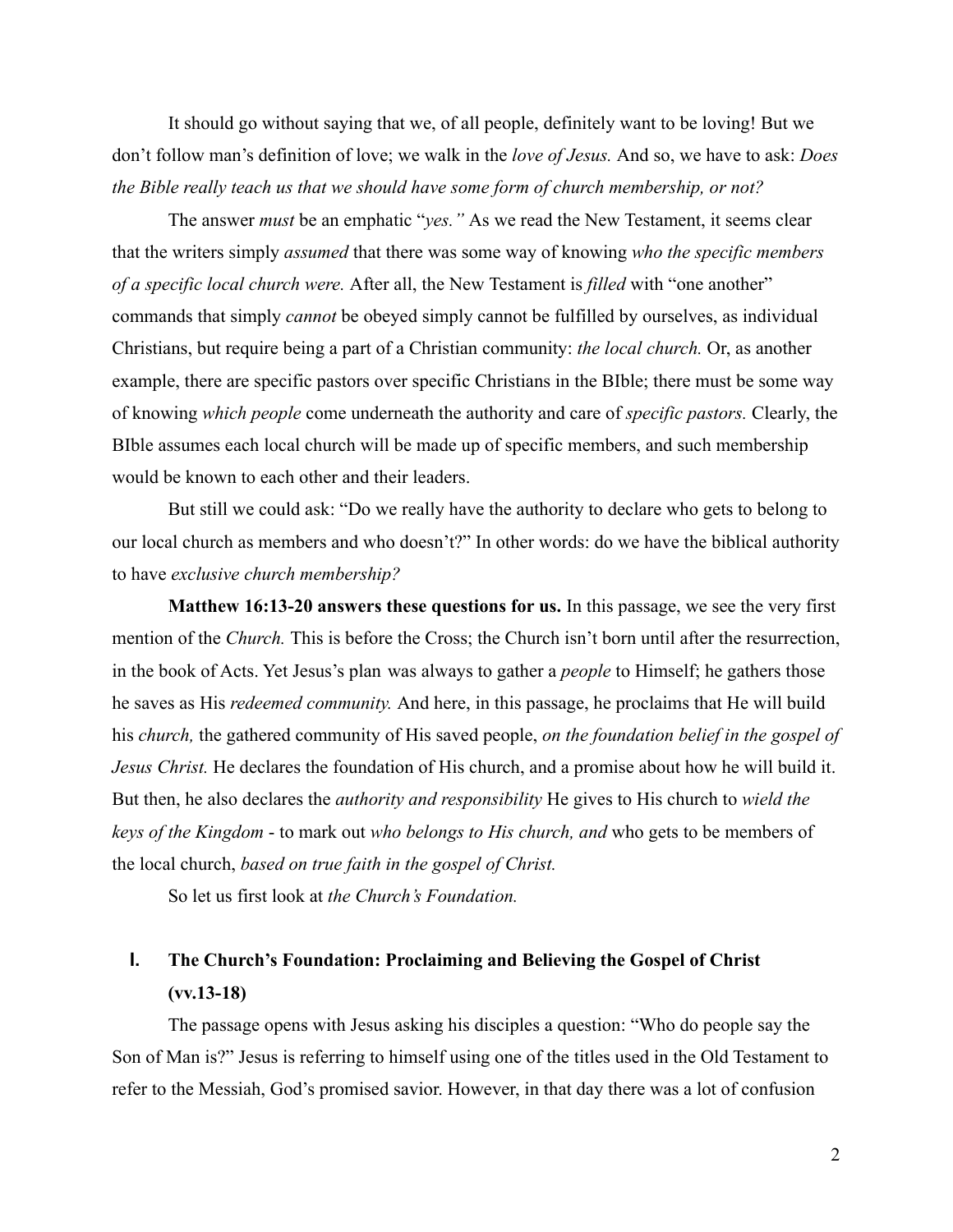It should go without saying that we, of all people, definitely want to be loving! But we don't follow man's definition of love; we walk in the *love of Jesus.* And so, we have to ask: *Does the Bible really teach us that we should have some form of church membership, or not?*

The answer *must* be an emphatic "*yes."* As we read the New Testament, it seems clear that the writers simply *assumed* that there was some way of knowing *who the specific members of a specific local church were.* After all, the New Testament is *filled* with "one another" commands that simply *cannot* be obeyed simply cannot be fulfilled by ourselves, as individual Christians, but require being a part of a Christian community: *the local church.* Or, as another example, there are specific pastors over specific Christians in the BIble; there must be some way of knowing *which people* come underneath the authority and care of *specific pastors.* Clearly, the BIble assumes each local church will be made up of specific members, and such membership would be known to each other and their leaders.

But still we could ask: "Do we really have the authority to declare who gets to belong to our local church as members and who doesn't?" In other words: do we have the biblical authority to have *exclusive church membership?*

**Matthew 16:13-20 answers these questions for us.** In this passage, we see the very first mention of the *Church.* This is before the Cross; the Church isn't born until after the resurrection, in the book of Acts. Yet Jesus's plan was always to gather a *people* to Himself; he gathers those he saves as His *redeemed community.* And here, in this passage, he proclaims that He will build his *church,* the gathered community of His saved people, *on the foundation belief in the gospel of Jesus Christ.* He declares the foundation of His church, and a promise about how he will build it. But then, he also declares the *authority and responsibility* He gives to His church to *wield the keys of the Kingdom* - to mark out *who belongs to His church, and* who gets to be members of the local church, *based on true faith in the gospel of Christ.*

So let us first look at *the Church's Foundation.*

## I. The Church's Foundation: Proclaiming and Believing the Gospel of Christ (vv.13-18)

The passage opens with Jesus asking his disciples a question: "Who do people say the Son of Man is?" Jesus is referring to himself using one of the titles used in the Old Testament to refer to the Messiah, God's promised savior. However, in that day there was a lot of confusion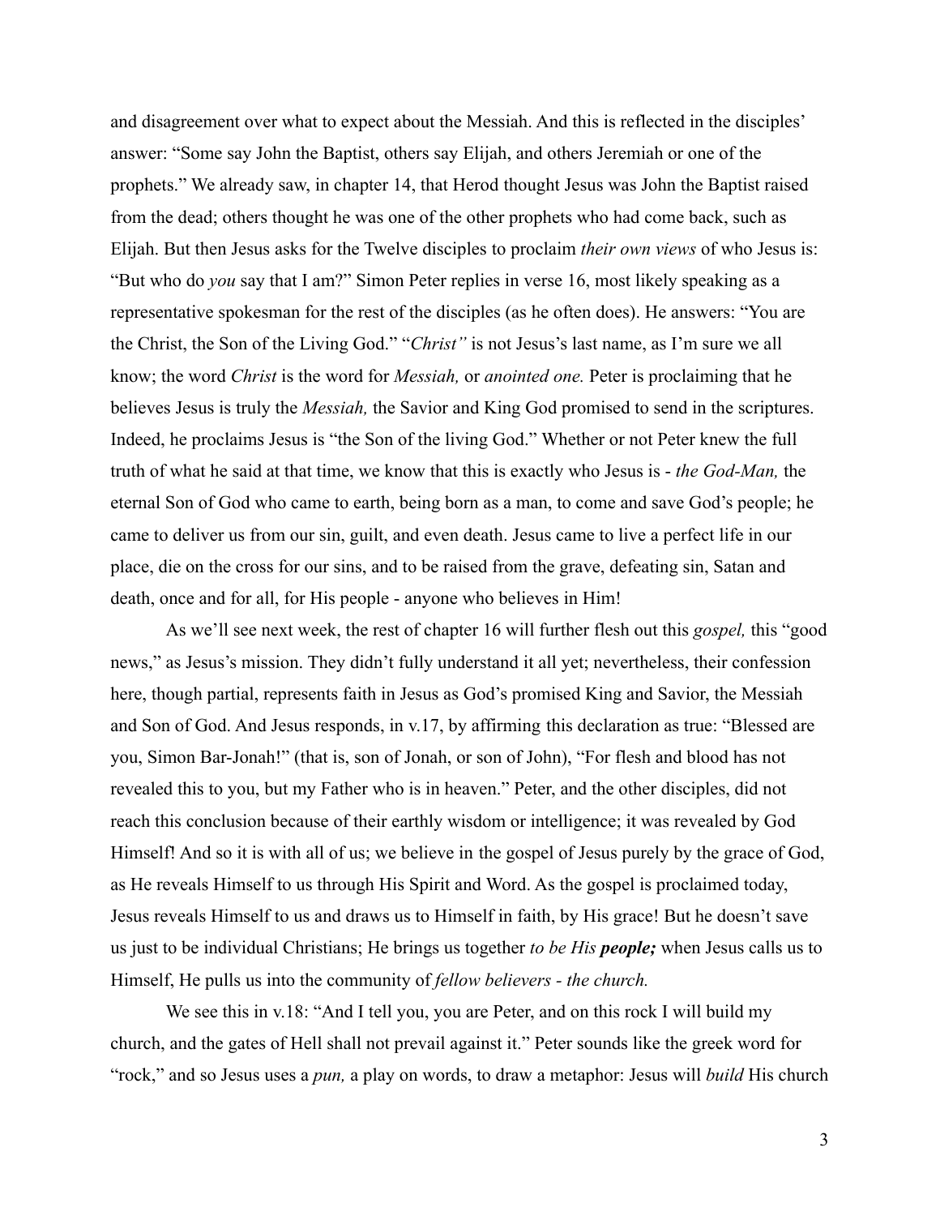and disagreement over what to expect about the Messiah. And this is reflected in the disciples' answer: "Some say John the Baptist, others say Elijah, and others Jeremiah or one of the prophets." We already saw, in chapter 14, that Herod thought Jesus was John the Baptist raised from the dead; others thought he was one of the other prophets who had come back, such as Elijah. But then Jesus asks for the Twelve disciples to proclaim *their own views* of who Jesus is: "But who do *you* say that I am?" Simon Peter replies in verse 16, most likely speaking as a representative spokesman for the rest of the disciples (as he often does). He answers: "You are the Christ, the Son of the Living God." "*Christ"* is not Jesus's last name, as I'm sure we all know; the word *Christ* is the word for *Messiah,* or *anointed one.* Peter is proclaiming that he believes Jesus is truly the *Messiah,* the Savior and King God promised to send in the scriptures. Indeed, he proclaims Jesus is "the Son of the living God." Whether or not Peter knew the full truth of what he said at that time, we know that this is exactly who Jesus is - *the God-Man,* the eternal Son of God who came to earth, being born as a man, to come and save God's people; he came to deliver us from our sin, guilt, and even death. Jesus came to live a perfect life in our place, die on the cross for our sins, and to be raised from the grave, defeating sin, Satan and death, once and for all, for His people - anyone who believes in Him!

As we'll see next week, the rest of chapter 16 will further flesh out this *gospel,* this "good news," as Jesus's mission. They didn't fully understand it all yet; nevertheless, their confession here, though partial, represents faith in Jesus as God's promised King and Savior, the Messiah and Son of God. And Jesus responds, in v.17, by affirming this declaration as true: "Blessed are you, Simon Bar-Jonah!" (that is, son of Jonah, or son of John), "For flesh and blood has not revealed this to you, but my Father who is in heaven." Peter, and the other disciples, did not reach this conclusion because of their earthly wisdom or intelligence; it was revealed by God Himself! And so it is with all of us; we believe in the gospel of Jesus purely by the grace of God, as He reveals Himself to us through His Spirit and Word. As the gospel is proclaimed today, Jesus reveals Himself to us and draws us to Himself in faith, by His grace! But he doesn't save us just to be individual Christians; He brings us together *to be His **people;*** when Jesus calls us to Himself, He pulls us into the community of *fellow believers - the church.*

We see this in v.18: "And I tell you, you are Peter, and on this rock I will build my church, and the gates of Hell shall not prevail against it." Peter sounds like the greek word for "rock," and so Jesus uses a *pun,* a play on words, to draw a metaphor: Jesus will *build* His church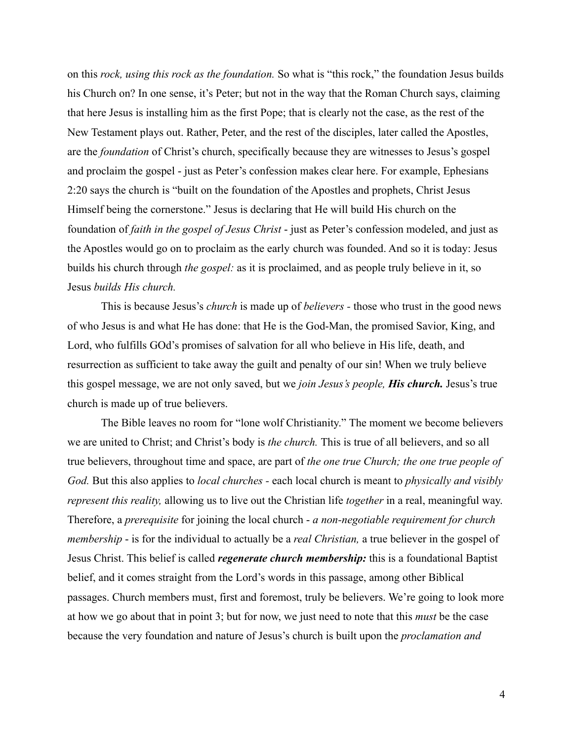on this *rock, using this rock as the foundation.* So what is "this rock," the foundation Jesus builds his Church on? In one sense, it's Peter; but not in the way that the Roman Church says, claiming that here Jesus is installing him as the first Pope; that is clearly not the case, as the rest of the New Testament plays out. Rather, Peter, and the rest of the disciples, later called the Apostles, are the *foundation* of Christ's church, specifically because they are witnesses to Jesus's gospel and proclaim the gospel - just as Peter's confession makes clear here. For example, Ephesians 2:20 says the church is "built on the foundation of the Apostles and prophets, Christ Jesus Himself being the cornerstone." Jesus is declaring that He will build His church on the foundation of *faith in the gospel of Jesus Christ* - just as Peter's confession modeled, and just as the Apostles would go on to proclaim as the early church was founded. And so it is today: Jesus builds his church through *the gospel:* as it is proclaimed, and as people truly believe in it, so Jesus *builds His church.*

This is because Jesus's *church* is made up of *believers* - those who trust in the good news of who Jesus is and what He has done: that He is the God-Man, the promised Savior, King, and Lord, who fulfills GOd's promises of salvation for all who believe in His life, death, and resurrection as sufficient to take away the guilt and penalty of our sin! When we truly believe this gospel message, we are not only saved, but we *join Jesus's people,* ***His church.*** Jesus's true church is made up of true believers.

The Bible leaves no room for "lone wolf Christianity." The moment we become believers we are united to Christ; and Christ's body is *the church.* This is true of all believers, and so all true believers, throughout time and space, are part of *the one true Church; the one true people of God.* But this also applies to *local churches* - each local church is meant to *physically and visibly represent this reality,* allowing us to live out the Christian life *together* in a real, meaningful way. Therefore, a *prerequisite* for joining the local church - *a non-negotiable requirement for church membership* - is for the individual to actually be a *real Christian,* a true believer in the gospel of Jesus Christ. This belief is called ***regenerate church membership:*** this is a foundational Baptist belief, and it comes straight from the Lord's words in this passage, among other Biblical passages. Church members must, first and foremost, truly be believers. We're going to look more at how we go about that in point 3; but for now, we just need to note that this *must* be the case because the very foundation and nature of Jesus's church is built upon the *proclamation and*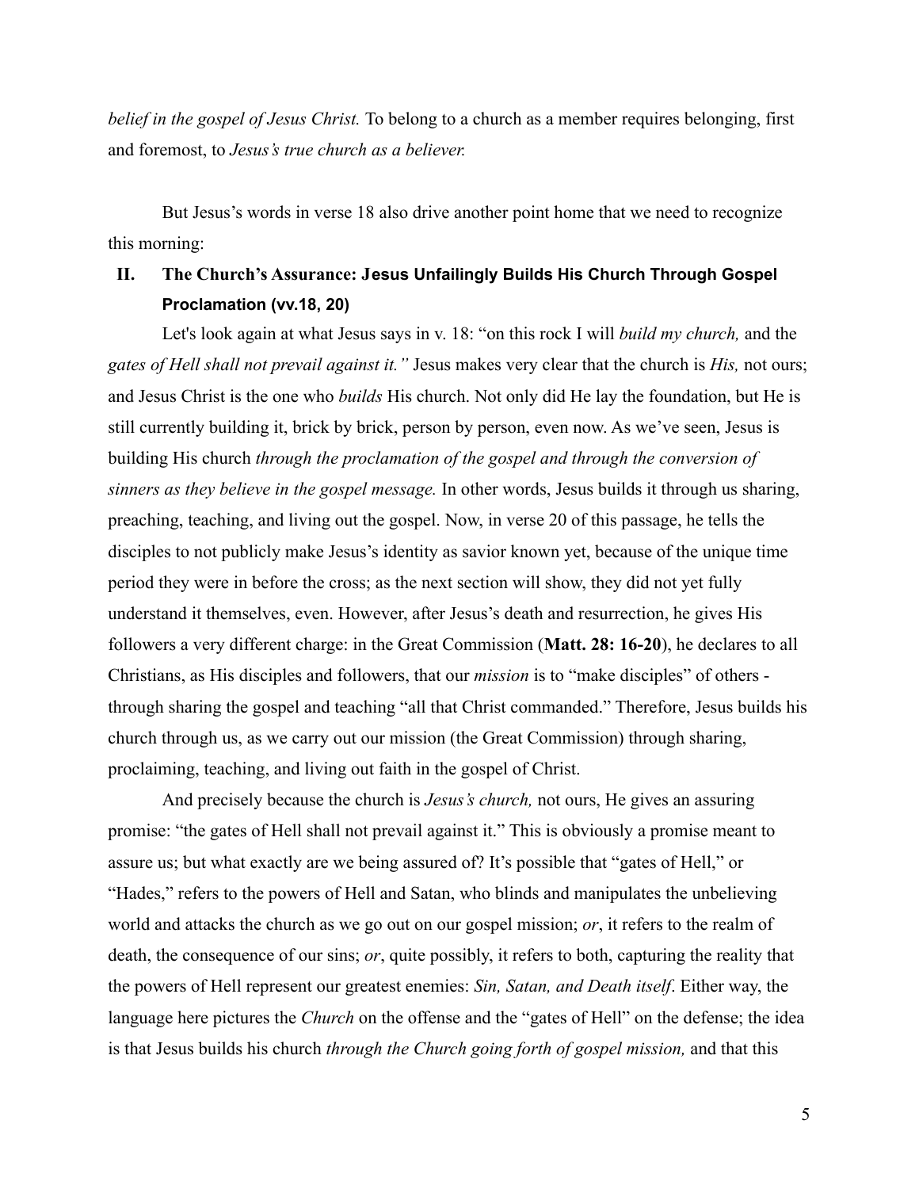*belief in the gospel of Jesus Christ.* To belong to a church as a member requires belonging, first and foremost, to *Jesus's true church as a believer.*

But Jesus's words in verse 18 also drive another point home that we need to recognize this morning:

## II. The Church's Assurance: Jesus Unfailingly Builds His Church Through Gospel Proclamation (vv.18, 20)

Let's look again at what Jesus says in v. 18: "on this rock I will *build my church,* and the *gates of Hell shall not prevail against it."* Jesus makes very clear that the church is *His,* not ours; and Jesus Christ is the one who *builds* His church. Not only did He lay the foundation, but He is still currently building it, brick by brick, person by person, even now. As we've seen, Jesus is building His church *through the proclamation of the gospel and through the conversion of sinners as they believe in the gospel message.* In other words, Jesus builds it through us sharing, preaching, teaching, and living out the gospel. Now, in verse 20 of this passage, he tells the disciples to not publicly make Jesus's identity as savior known yet, because of the unique time period they were in before the cross; as the next section will show, they did not yet fully understand it themselves, even. However, after Jesus's death and resurrection, he gives His followers a very different charge: in the Great Commission (**Matt. 28: 16-20**), he declares to all Christians, as His disciples and followers, that our *mission* is to "make disciples" of others - through sharing the gospel and teaching "all that Christ commanded." Therefore, Jesus builds his church through us, as we carry out our mission (the Great Commission) through sharing, proclaiming, teaching, and living out faith in the gospel of Christ.

And precisely because the church is *Jesus's church,* not ours, He gives an assuring promise: "the gates of Hell shall not prevail against it." This is obviously a promise meant to assure us; but what exactly are we being assured of? It's possible that "gates of Hell," or "Hades," refers to the powers of Hell and Satan, who blinds and manipulates the unbelieving world and attacks the church as we go out on our gospel mission; *or*, it refers to the realm of death, the consequence of our sins; *or*, quite possibly, it refers to both, capturing the reality that the powers of Hell represent our greatest enemies: *Sin, Satan, and Death itself*. Either way, the language here pictures the *Church* on the offense and the "gates of Hell" on the defense; the idea is that Jesus builds his church *through the Church going forth of gospel mission,* and that this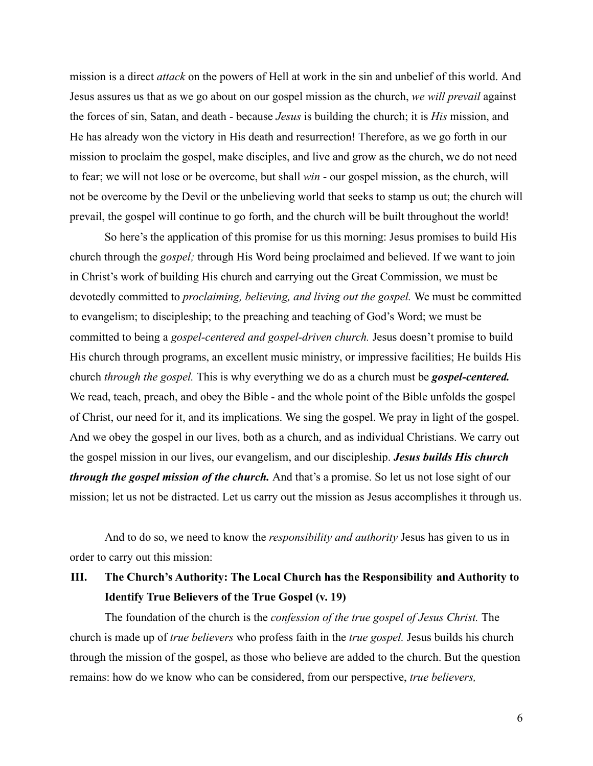mission is a direct *attack* on the powers of Hell at work in the sin and unbelief of this world. And Jesus assures us that as we go about on our gospel mission as the church, *we will prevail* against the forces of sin, Satan, and death - because *Jesus* is building the church; it is *His* mission, and He has already won the victory in His death and resurrection! Therefore, as we go forth in our mission to proclaim the gospel, make disciples, and live and grow as the church, we do not need to fear; we will not lose or be overcome, but shall *win* - our gospel mission, as the church, will not be overcome by the Devil or the unbelieving world that seeks to stamp us out; the church will prevail, the gospel will continue to go forth, and the church will be built throughout the world!

So here's the application of this promise for us this morning: Jesus promises to build His church through the *gospel;* through His Word being proclaimed and believed. If we want to join in Christ's work of building His church and carrying out the Great Commission, we must be devotedly committed to *proclaiming, believing, and living out the gospel.* We must be committed to evangelism; to discipleship; to the preaching and teaching of God's Word; we must be committed to being a *gospel-centered and gospel-driven church.* Jesus doesn't promise to build His church through programs, an excellent music ministry, or impressive facilities; He builds His church *through the gospel.* This is why everything we do as a church must be ***gospel-centered.*** We read, teach, preach, and obey the Bible - and the whole point of the Bible unfolds the gospel of Christ, our need for it, and its implications. We sing the gospel. We pray in light of the gospel. And we obey the gospel in our lives, both as a church, and as individual Christians. We carry out the gospel mission in our lives, our evangelism, and our discipleship. ***Jesus builds His church through the gospel mission of the church.*** And that's a promise. So let us not lose sight of our mission; let us not be distracted. Let us carry out the mission as Jesus accomplishes it through us.

And to do so, we need to know the *responsibility and authority* Jesus has given to us in order to carry out this mission:

## III. The Church's Authority: The Local Church has the Responsibility and Authority to Identify True Believers of the True Gospel (v. 19)

The foundation of the church is the *confession of the true gospel of Jesus Christ.* The church is made up of *true believers* who profess faith in the *true gospel.* Jesus builds his church through the mission of the gospel, as those who believe are added to the church. But the question remains: how do we know who can be considered, from our perspective, *true believers,*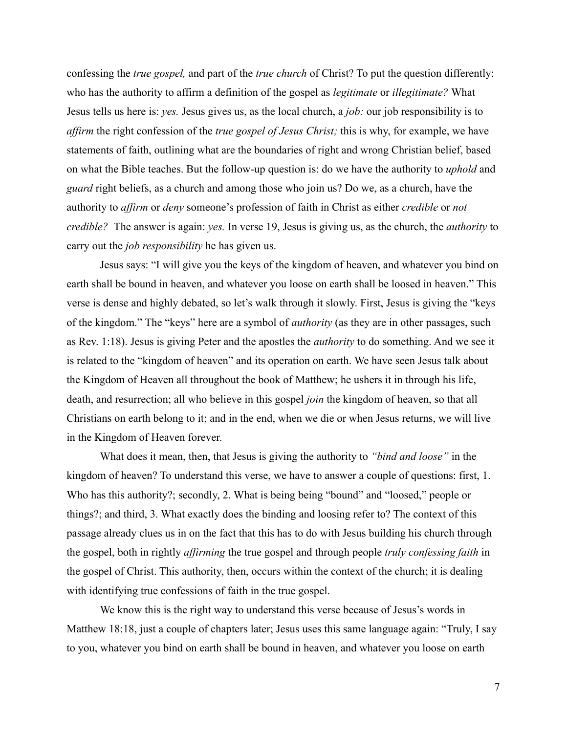confessing the *true gospel,* and part of the *true church* of Christ? To put the question differently: who has the authority to affirm a definition of the gospel as *legitimate* or *illegitimate?* What Jesus tells us here is: *yes.* Jesus gives us, as the local church, a *job:* our job responsibility is to *affirm* the right confession of the *true gospel of Jesus Christ;* this is why, for example, we have statements of faith, outlining what are the boundaries of right and wrong Christian belief, based on what the Bible teaches. But the follow-up question is: do we have the authority to *uphold* and *guard* right beliefs, as a church and among those who join us? Do we, as a church, have the authority to *affirm* or *deny* someone's profession of faith in Christ as either *credible* or *not credible?* The answer is again: *yes.* In verse 19, Jesus is giving us, as the church, the *authority* to carry out the *job responsibility* he has given us.

Jesus says: "I will give you the keys of the kingdom of heaven, and whatever you bind on earth shall be bound in heaven, and whatever you loose on earth shall be loosed in heaven." This verse is dense and highly debated, so let's walk through it slowly. First, Jesus is giving the "keys of the kingdom." The "keys" here are a symbol of *authority* (as they are in other passages, such as Rev. 1:18). Jesus is giving Peter and the apostles the *authority* to do something. And we see it is related to the "kingdom of heaven" and its operation on earth. We have seen Jesus talk about the Kingdom of Heaven all throughout the book of Matthew; he ushers it in through his life, death, and resurrection; all who believe in this gospel *join* the kingdom of heaven, so that all Christians on earth belong to it; and in the end, when we die or when Jesus returns, we will live in the Kingdom of Heaven forever.

What does it mean, then, that Jesus is giving the authority to *"bind and loose"* in the kingdom of heaven? To understand this verse, we have to answer a couple of questions: first, 1. Who has this authority?; secondly, 2. What is being being "bound" and "loosed," people or things?; and third, 3. What exactly does the binding and loosing refer to? The context of this passage already clues us in on the fact that this has to do with Jesus building his church through the gospel, both in rightly *affirming* the true gospel and through people *truly confessing faith* in the gospel of Christ. This authority, then, occurs within the context of the church; it is dealing with identifying true confessions of faith in the true gospel.

We know this is the right way to understand this verse because of Jesus's words in Matthew 18:18, just a couple of chapters later; Jesus uses this same language again: "Truly, I say to you, whatever you bind on earth shall be bound in heaven, and whatever you loose on earth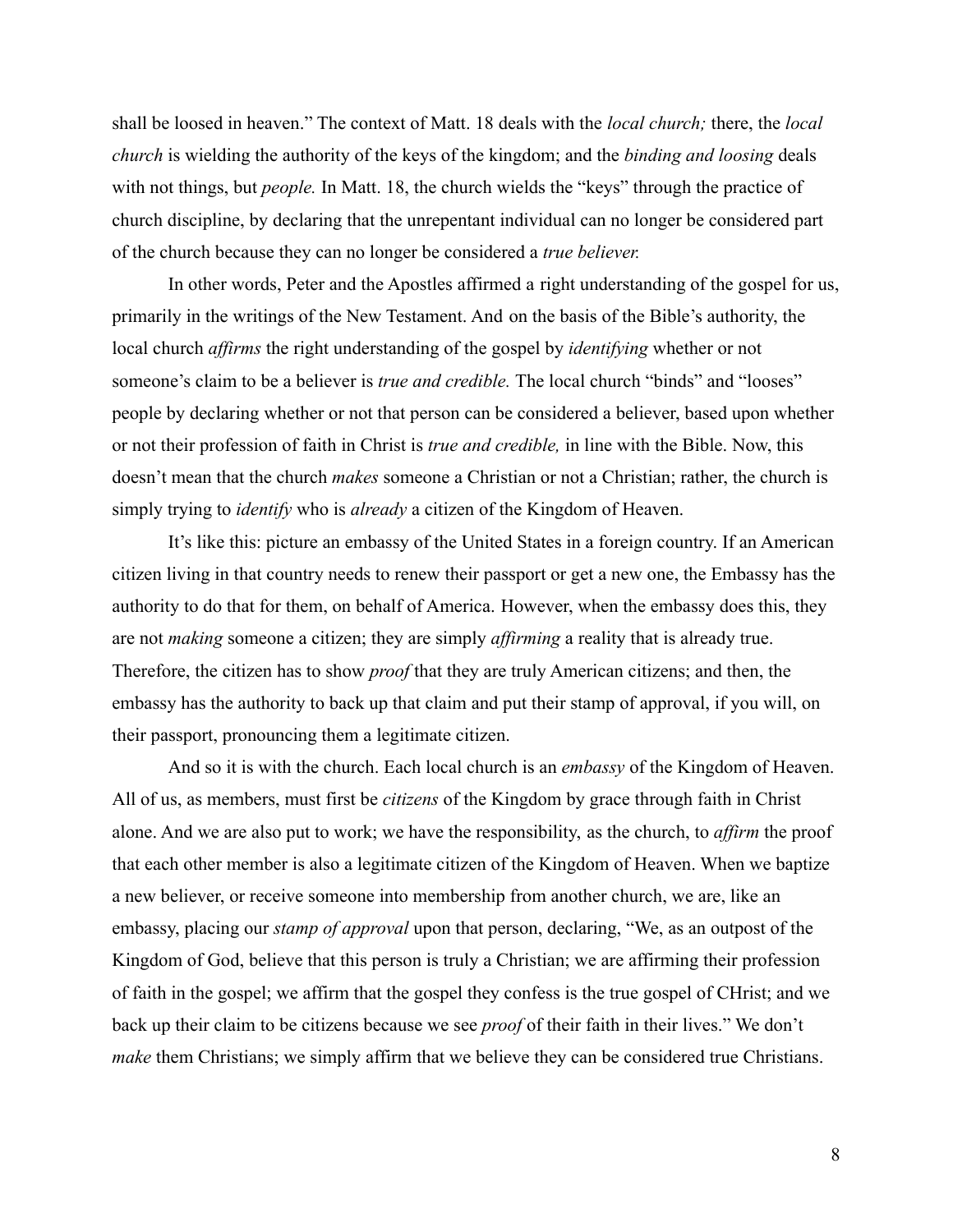shall be loosed in heaven." The context of Matt. 18 deals with the *local church;* there, the *local church* is wielding the authority of the keys of the kingdom; and the *binding and loosing* deals with not things, but *people.* In Matt. 18, the church wields the "keys" through the practice of church discipline, by declaring that the unrepentant individual can no longer be considered part of the church because they can no longer be considered a *true believer.*

In other words, Peter and the Apostles affirmed a right understanding of the gospel for us, primarily in the writings of the New Testament. And on the basis of the Bible's authority, the local church *affirms* the right understanding of the gospel by *identifying* whether or not someone's claim to be a believer is *true and credible.* The local church "binds" and "looses" people by declaring whether or not that person can be considered a believer, based upon whether or not their profession of faith in Christ is *true and credible,* in line with the Bible. Now, this doesn't mean that the church *makes* someone a Christian or not a Christian; rather, the church is simply trying to *identify* who is *already* a citizen of the Kingdom of Heaven.

It's like this: picture an embassy of the United States in a foreign country. If an American citizen living in that country needs to renew their passport or get a new one, the Embassy has the authority to do that for them, on behalf of America. However, when the embassy does this, they are not *making* someone a citizen; they are simply *affirming* a reality that is already true. Therefore, the citizen has to show *proof* that they are truly American citizens; and then, the embassy has the authority to back up that claim and put their stamp of approval, if you will, on their passport, pronouncing them a legitimate citizen.

And so it is with the church. Each local church is an *embassy* of the Kingdom of Heaven. All of us, as members, must first be *citizens* of the Kingdom by grace through faith in Christ alone. And we are also put to work; we have the responsibility, as the church, to *affirm* the proof that each other member is also a legitimate citizen of the Kingdom of Heaven. When we baptize a new believer, or receive someone into membership from another church, we are, like an embassy, placing our *stamp of approval* upon that person, declaring, "We, as an outpost of the Kingdom of God, believe that this person is truly a Christian; we are affirming their profession of faith in the gospel; we affirm that the gospel they confess is the true gospel of CHrist; and we back up their claim to be citizens because we see *proof* of their faith in their lives." We don't *make* them Christians; we simply affirm that we believe they can be considered true Christians.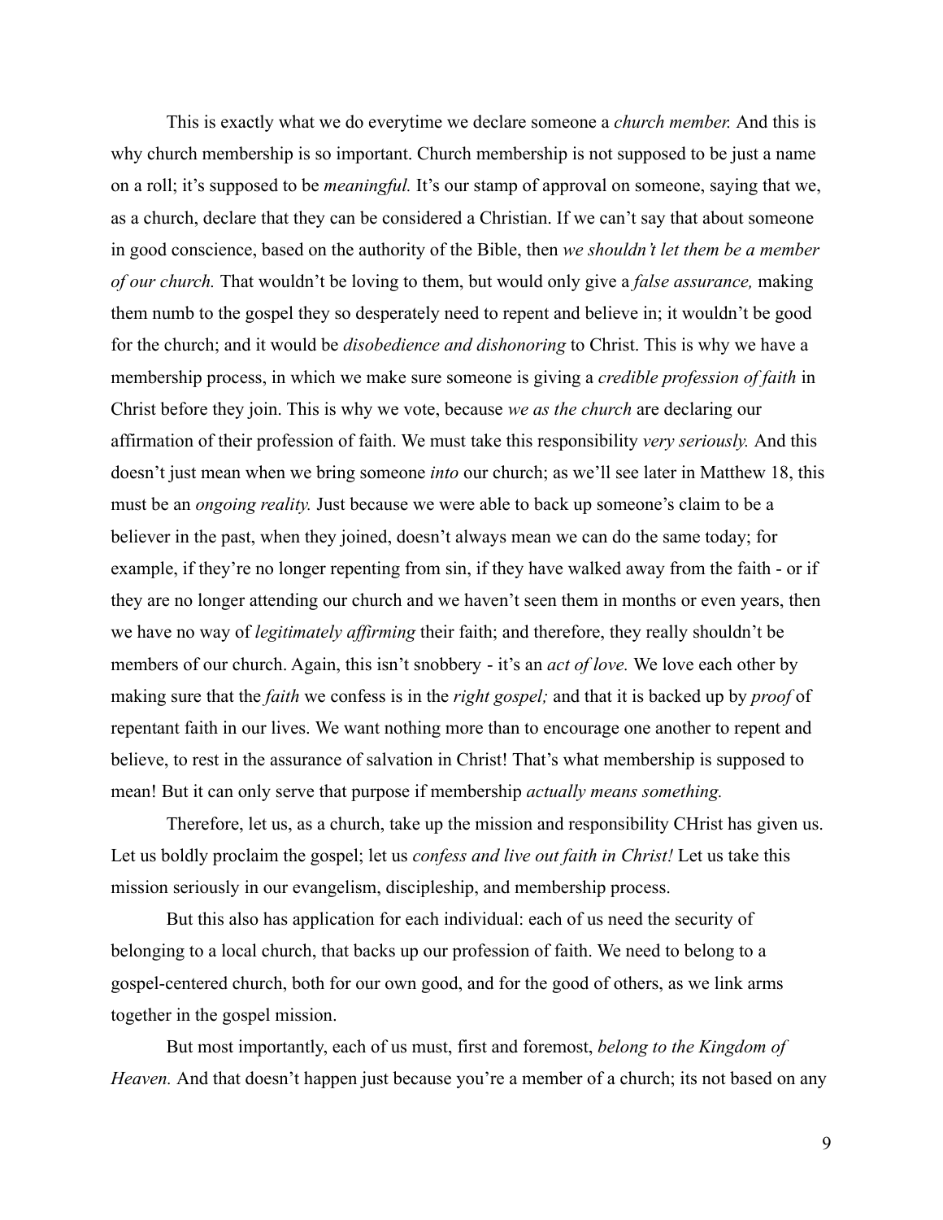This is exactly what we do everytime we declare someone a *church member.* And this is why church membership is so important. Church membership is not supposed to be just a name on a roll; it's supposed to be *meaningful.* It's our stamp of approval on someone, saying that we, as a church, declare that they can be considered a Christian. If we can't say that about someone in good conscience, based on the authority of the Bible, then *we shouldn't let them be a member of our church.* That wouldn't be loving to them, but would only give a *false assurance,* making them numb to the gospel they so desperately need to repent and believe in; it wouldn't be good for the church; and it would be *disobedience and dishonoring* to Christ. This is why we have a membership process, in which we make sure someone is giving a *credible profession of faith* in Christ before they join. This is why we vote, because *we as the church* are declaring our affirmation of their profession of faith. We must take this responsibility *very seriously.* And this doesn't just mean when we bring someone *into* our church; as we'll see later in Matthew 18, this must be an *ongoing reality.* Just because we were able to back up someone's claim to be a believer in the past, when they joined, doesn't always mean we can do the same today; for example, if they're no longer repenting from sin, if they have walked away from the faith - or if they are no longer attending our church and we haven't seen them in months or even years, then we have no way of *legitimately affirming* their faith; and therefore, they really shouldn't be members of our church. Again, this isn't snobbery - it's an *act of love.* We love each other by making sure that the *faith* we confess is in the *right gospel;* and that it is backed up by *proof* of repentant faith in our lives. We want nothing more than to encourage one another to repent and believe, to rest in the assurance of salvation in Christ! That's what membership is supposed to mean! But it can only serve that purpose if membership *actually means something.*

Therefore, let us, as a church, take up the mission and responsibility CHrist has given us. Let us boldly proclaim the gospel; let us *confess and live out faith in Christ!* Let us take this mission seriously in our evangelism, discipleship, and membership process.

But this also has application for each individual: each of us need the security of belonging to a local church, that backs up our profession of faith. We need to belong to a gospel-centered church, both for our own good, and for the good of others, as we link arms together in the gospel mission.

But most importantly, each of us must, first and foremost, *belong to the Kingdom of Heaven.* And that doesn't happen just because you're a member of a church; its not based on any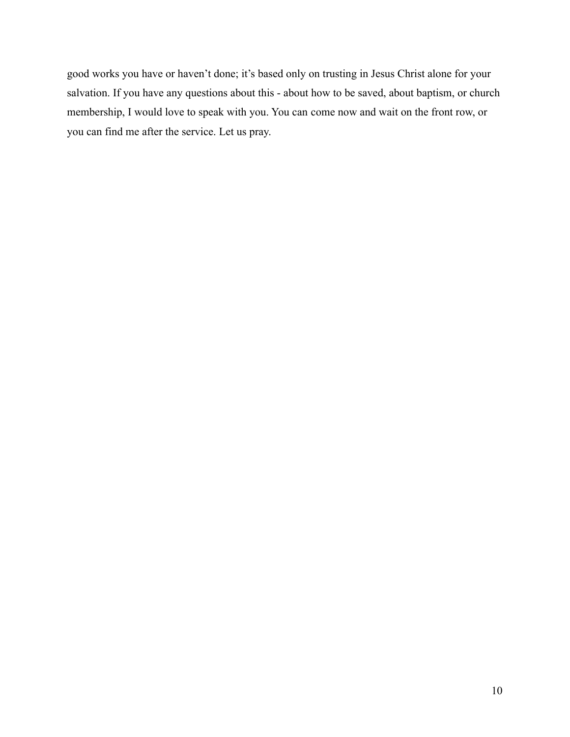good works you have or haven't done; it's based only on trusting in Jesus Christ alone for your salvation. If you have any questions about this - about how to be saved, about baptism, or church membership, I would love to speak with you. You can come now and wait on the front row, or you can find me after the service. Let us pray.